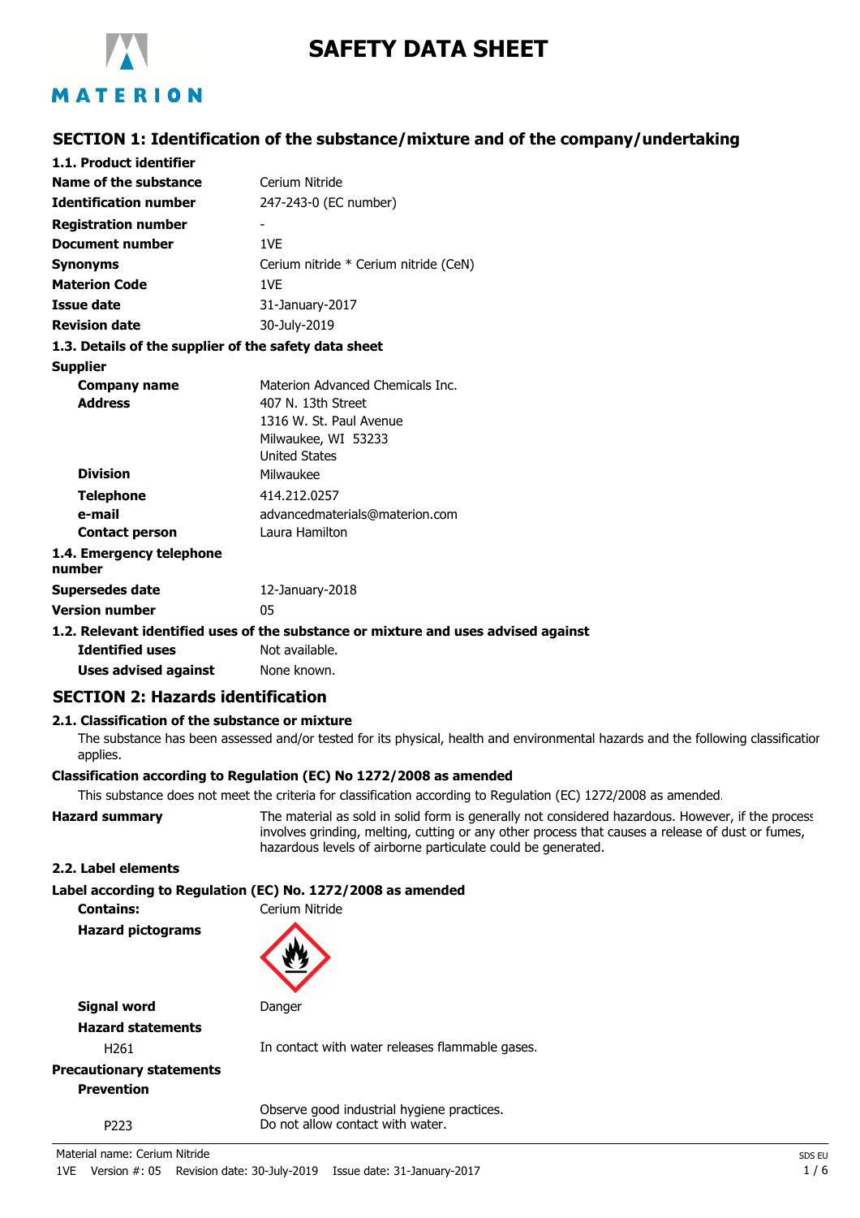# SAFETY DATA SHEET

## SECTION 1: Identification of the substance/mixture and of the company/undertaking

### 1.1. Product identifier

| | |
|---|---|
| **Name of the substance** | Cerium Nitride |
| **Identification number** | 247-243-0 (EC number) |
| **Registration number** | - |
| **Document number** | 1VE |
| **Synonyms** | Cerium nitride * Cerium nitride (CeN) |
| **Materion Code** | 1VE |
| **Issue date** | 31-January-2017 |
| **Revision date** | 30-July-2019 |

### 1.3. Details of the supplier of the safety data sheet

**Supplier**

| | |
|---|---|
| **Company name** | Materion Advanced Chemicals Inc. |
| **Address** | 407 N. 13th Street<br>1316 W. St. Paul Avenue<br>Milwaukee, WI 53233<br>United States |
| **Division** | Milwaukee |
| **Telephone** | 414.212.0257 |
| **e-mail** | advancedmaterials@materion.com |
| **Contact person** | Laura Hamilton |

### 1.4. Emergency telephone number

| | |
|---|---|
| **Supersedes date** | 12-January-2018 |
| **Version number** | 05 |

### 1.2. Relevant identified uses of the substance or mixture and uses advised against

| | |
|---|---|
| **Identified uses** | Not available. |
| **Uses advised against** | None known. |

## SECTION 2: Hazards identification

### 2.1. Classification of the substance or mixture

The substance has been assessed and/or tested for its physical, health and environmental hazards and the following classification applies.

**Classification according to Regulation (EC) No 1272/2008 as amended**

This substance does not meet the criteria for classification according to Regulation (EC) 1272/2008 as amended.

**Hazard summary** The material as sold in solid form is generally not considered hazardous. However, if the process involves grinding, melting, cutting or any other process that causes a release of dust or fumes, hazardous levels of airborne particulate could be generated.

### 2.2. Label elements

**Label according to Regulation (EC) No. 1272/2008 as amended**

**Contains:** Cerium Nitride

**Hazard pictograms**

**Signal word** Danger

**Hazard statements**

H261 In contact with water releases flammable gases.

**Precautionary statements**

**Prevention**

Observe good industrial hygiene practices.

P223 Do not allow contact with water.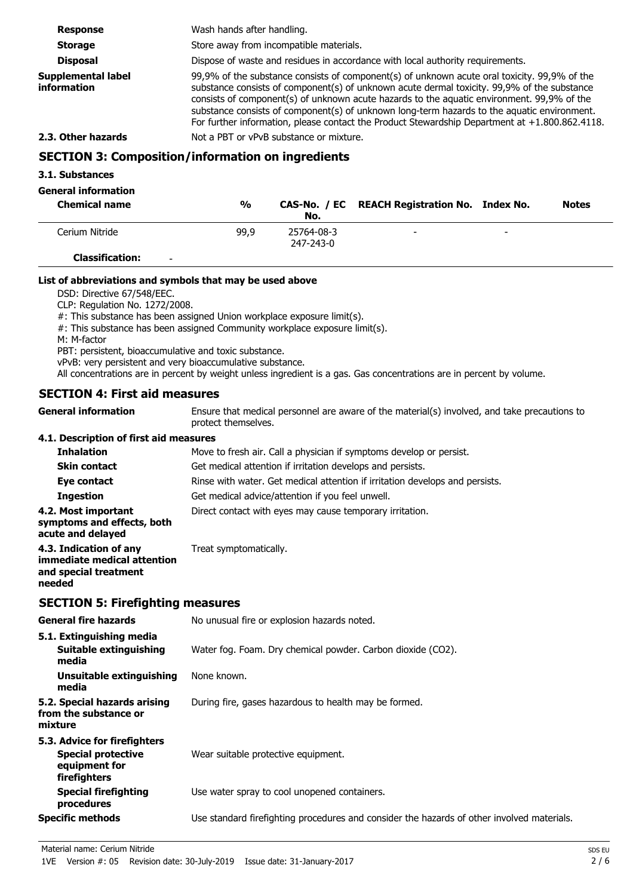| | |
|---|---|
| **Response** | Wash hands after handling. |
| **Storage** | Store away from incompatible materials. |
| **Disposal** | Dispose of waste and residues in accordance with local authority requirements. |
| **Supplemental label information** | 99,9% of the substance consists of component(s) of unknown acute oral toxicity. 99,9% of the substance consists of component(s) of unknown acute dermal toxicity. 99,9% of the substance consists of component(s) of unknown acute hazards to the aquatic environment. 99,9% of the substance consists of component(s) of unknown long-term hazards to the aquatic environment. For further information, please contact the Product Stewardship Department at +1.800.862.4118. |
| **2.3. Other hazards** | Not a PBT or vPvB substance or mixture. |

## SECTION 3: Composition/information on ingredients

### 3.1. Substances

**General information**

| Chemical name | % | CAS-No. / EC No. | REACH Registration No. | Index No. | Notes |
|---|---|---|---|---|---|
| Cerium Nitride | 99,9 | 25764-08-3<br>247-243-0 | - | - | |
| **Classification:** - | | | | | |

**List of abbreviations and symbols that may be used above**

DSD: Directive 67/548/EEC.
CLP: Regulation No. 1272/2008.
#: This substance has been assigned Union workplace exposure limit(s).
#: This substance has been assigned Community workplace exposure limit(s).
M: M-factor
PBT: persistent, bioaccumulative and toxic substance.
vPvB: very persistent and very bioaccumulative substance.
All concentrations are in percent by weight unless ingredient is a gas. Gas concentrations are in percent by volume.

## SECTION 4: First aid measures

**General information** — Ensure that medical personnel are aware of the material(s) involved, and take precautions to protect themselves.

### 4.1. Description of first aid measures

| | |
|---|---|
| **Inhalation** | Move to fresh air. Call a physician if symptoms develop or persist. |
| **Skin contact** | Get medical attention if irritation develops and persists. |
| **Eye contact** | Rinse with water. Get medical attention if irritation develops and persists. |
| **Ingestion** | Get medical advice/attention if you feel unwell. |
| **4.2. Most important symptoms and effects, both acute and delayed** | Direct contact with eyes may cause temporary irritation. |
| **4.3. Indication of any immediate medical attention and special treatment needed** | Treat symptomatically. |

## SECTION 5: Firefighting measures

| | |
|---|---|
| **General fire hazards** | No unusual fire or explosion hazards noted. |
| **5.1. Extinguishing media** | |
| **Suitable extinguishing media** | Water fog. Foam. Dry chemical powder. Carbon dioxide ($CO_2$). |
| **Unsuitable extinguishing media** | None known. |
| **5.2. Special hazards arising from the substance or mixture** | During fire, gases hazardous to health may be formed. |
| **5.3. Advice for firefighters** | |
| **Special protective equipment for firefighters** | Wear suitable protective equipment. |
| **Special firefighting procedures** | Use water spray to cool unopened containers. |
| **Specific methods** | Use standard firefighting procedures and consider the hazards of other involved materials. |

Material name: Cerium Nitride
1VE Version #: 05 Revision date: 30-July-2019 Issue date: 31-January-2017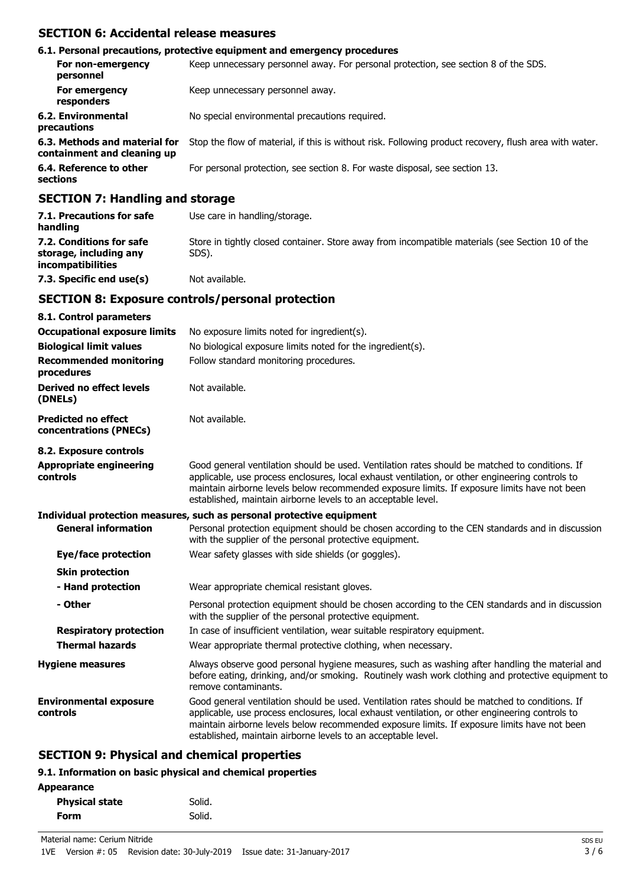## SECTION 6: Accidental release measures

### 6.1. Personal precautions, protective equipment and emergency procedures

| | |
|---|---|
| **For non-emergency personnel** | Keep unnecessary personnel away. For personal protection, see section 8 of the SDS. |
| **For emergency responders** | Keep unnecessary personnel away. |
| **6.2. Environmental precautions** | No special environmental precautions required. |
| **6.3. Methods and material for containment and cleaning up** | Stop the flow of material, if this is without risk. Following product recovery, flush area with water. |
| **6.4. Reference to other sections** | For personal protection, see section 8. For waste disposal, see section 13. |

## SECTION 7: Handling and storage

| | |
|---|---|
| **7.1. Precautions for safe handling** | Use care in handling/storage. |
| **7.2. Conditions for safe storage, including any incompatibilities** | Store in tightly closed container. Store away from incompatible materials (see Section 10 of the SDS). |
| **7.3. Specific end use(s)** | Not available. |

## SECTION 8: Exposure controls/personal protection

### 8.1. Control parameters

| | |
|---|---|
| **Occupational exposure limits** | No exposure limits noted for ingredient(s). |
| **Biological limit values** | No biological exposure limits noted for the ingredient(s). |
| **Recommended monitoring procedures** | Follow standard monitoring procedures. |
| **Derived no effect levels (DNELs)** | Not available. |
| **Predicted no effect concentrations (PNECs)** | Not available. |

### 8.2. Exposure controls

| | |
|---|---|
| **Appropriate engineering controls** | Good general ventilation should be used. Ventilation rates should be matched to conditions. If applicable, use process enclosures, local exhaust ventilation, or other engineering controls to maintain airborne levels below recommended exposure limits. If exposure limits have not been established, maintain airborne levels to an acceptable level. |

**Individual protection measures, such as personal protective equipment**

| | |
|---|---|
| **General information** | Personal protection equipment should be chosen according to the CEN standards and in discussion with the supplier of the personal protective equipment. |
| **Eye/face protection** | Wear safety glasses with side shields (or goggles). |
| **Skin protection** | |
| **- Hand protection** | Wear appropriate chemical resistant gloves. |
| **- Other** | Personal protection equipment should be chosen according to the CEN standards and in discussion with the supplier of the personal protective equipment. |
| **Respiratory protection** | In case of insufficient ventilation, wear suitable respiratory equipment. |
| **Thermal hazards** | Wear appropriate thermal protective clothing, when necessary. |
| **Hygiene measures** | Always observe good personal hygiene measures, such as washing after handling the material and before eating, drinking, and/or smoking. Routinely wash work clothing and protective equipment to remove contaminants. |
| **Environmental exposure controls** | Good general ventilation should be used. Ventilation rates should be matched to conditions. If applicable, use process enclosures, local exhaust ventilation, or other engineering controls to maintain airborne levels below recommended exposure limits. If exposure limits have not been established, maintain airborne levels to an acceptable level. |

## SECTION 9: Physical and chemical properties

### 9.1. Information on basic physical and chemical properties

**Appearance**

| | |
|---|---|
| **Physical state** | Solid. |
| **Form** | Solid. |

Material name: Cerium Nitride

1VE Version #: 05 Revision date: 30-July-2019 Issue date: 31-January-2017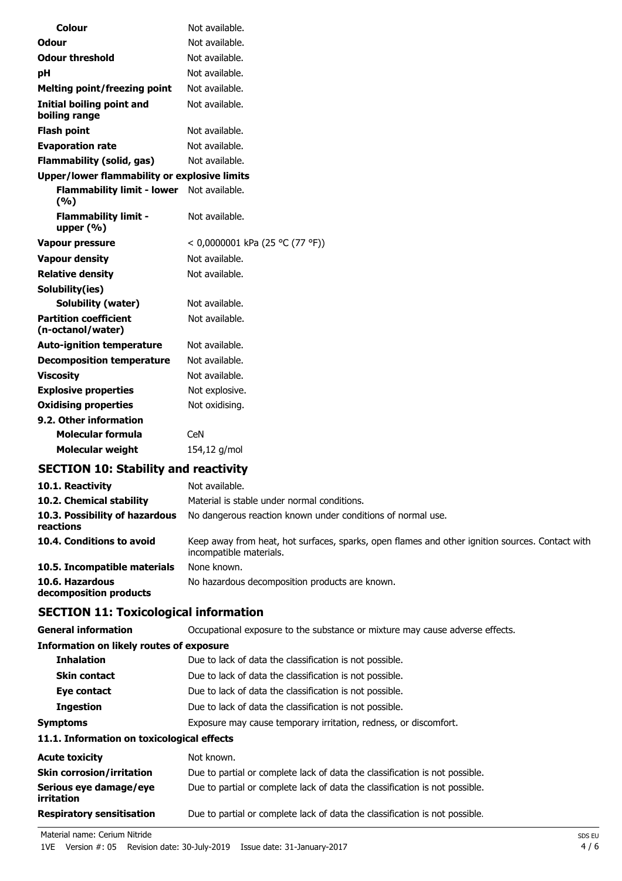| | |
|---|---|
| **Colour** | Not available. |
| **Odour** | Not available. |
| **Odour threshold** | Not available. |
| **pH** | Not available. |
| **Melting point/freezing point** | Not available. |
| **Initial boiling point and boiling range** | Not available. |
| **Flash point** | Not available. |
| **Evaporation rate** | Not available. |
| **Flammability (solid, gas)** | Not available. |
| **Upper/lower flammability or explosive limits** | |
| **Flammability limit - lower (%)** | Not available. |
| **Flammability limit - upper (%)** | Not available. |
| **Vapour pressure** | < 0,0000001 kPa (25 °C (77 °F)) |
| **Vapour density** | Not available. |
| **Relative density** | Not available. |
| **Solubility(ies)** | |
| **Solubility (water)** | Not available. |
| **Partition coefficient (n-octanol/water)** | Not available. |
| **Auto-ignition temperature** | Not available. |
| **Decomposition temperature** | Not available. |
| **Viscosity** | Not available. |
| **Explosive properties** | Not explosive. |
| **Oxidising properties** | Not oxidising. |
| **9.2. Other information** | |
| **Molecular formula** | CeN |
| **Molecular weight** | 154,12 g/mol |

## SECTION 10: Stability and reactivity

| | |
|---|---|
| **10.1. Reactivity** | Not available. |
| **10.2. Chemical stability** | Material is stable under normal conditions. |
| **10.3. Possibility of hazardous reactions** | No dangerous reaction known under conditions of normal use. |
| **10.4. Conditions to avoid** | Keep away from heat, hot surfaces, sparks, open flames and other ignition sources. Contact with incompatible materials. |
| **10.5. Incompatible materials** | None known. |
| **10.6. Hazardous decomposition products** | No hazardous decomposition products are known. |

## SECTION 11: Toxicological information

| | |
|---|---|
| **General information** | Occupational exposure to the substance or mixture may cause adverse effects. |
| **Information on likely routes of exposure** | |
| **Inhalation** | Due to lack of data the classification is not possible. |
| **Skin contact** | Due to lack of data the classification is not possible. |
| **Eye contact** | Due to lack of data the classification is not possible. |
| **Ingestion** | Due to lack of data the classification is not possible. |
| **Symptoms** | Exposure may cause temporary irritation, redness, or discomfort. |
| **11.1. Information on toxicological effects** | |
| **Acute toxicity** | Not known. |
| **Skin corrosion/irritation** | Due to partial or complete lack of data the classification is not possible. |
| **Serious eye damage/eye irritation** | Due to partial or complete lack of data the classification is not possible. |
| **Respiratory sensitisation** | Due to partial or complete lack of data the classification is not possible. |

Material name: Cerium Nitride

1VE Version #: 05 Revision date: 30-July-2019 Issue date: 31-January-2017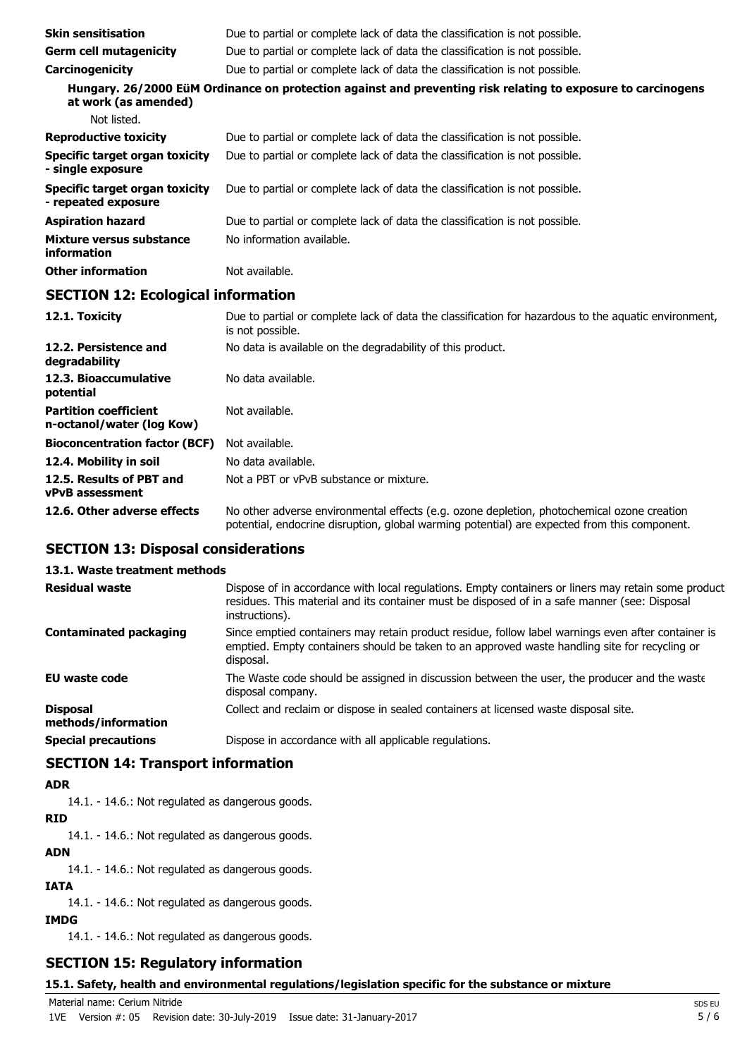| | |
|---|---|
| **Skin sensitisation** | Due to partial or complete lack of data the classification is not possible. |
| **Germ cell mutagenicity** | Due to partial or complete lack of data the classification is not possible. |
| **Carcinogenicity** | Due to partial or complete lack of data the classification is not possible. |

**Hungary. 26/2000 EüM Ordinance on protection against and preventing risk relating to exposure to carcinogens at work (as amended)**

Not listed.

| | |
|---|---|
| **Reproductive toxicity** | Due to partial or complete lack of data the classification is not possible. |
| **Specific target organ toxicity - single exposure** | Due to partial or complete lack of data the classification is not possible. |
| **Specific target organ toxicity - repeated exposure** | Due to partial or complete lack of data the classification is not possible. |
| **Aspiration hazard** | Due to partial or complete lack of data the classification is not possible. |
| **Mixture versus substance information** | No information available. |
| **Other information** | Not available. |

## SECTION 12: Ecological information

| | |
|---|---|
| **12.1. Toxicity** | Due to partial or complete lack of data the classification for hazardous to the aquatic environment, is not possible. |
| **12.2. Persistence and degradability** | No data is available on the degradability of this product. |
| **12.3. Bioaccumulative potential** | No data available. |
| **Partition coefficient n-octanol/water (log Kow)** | Not available. |
| **Bioconcentration factor (BCF)** | Not available. |
| **12.4. Mobility in soil** | No data available. |
| **12.5. Results of PBT and vPvB assessment** | Not a PBT or vPvB substance or mixture. |
| **12.6. Other adverse effects** | No other adverse environmental effects (e.g. ozone depletion, photochemical ozone creation potential, endocrine disruption, global warming potential) are expected from this component. |

## SECTION 13: Disposal considerations

### 13.1. Waste treatment methods

| | |
|---|---|
| **Residual waste** | Dispose of in accordance with local regulations. Empty containers or liners may retain some product residues. This material and its container must be disposed of in a safe manner (see: Disposal instructions). |
| **Contaminated packaging** | Since emptied containers may retain product residue, follow label warnings even after container is emptied. Empty containers should be taken to an approved waste handling site for recycling or disposal. |
| **EU waste code** | The Waste code should be assigned in discussion between the user, the producer and the waste disposal company. |
| **Disposal methods/information** | Collect and reclaim or dispose in sealed containers at licensed waste disposal site. |
| **Special precautions** | Dispose in accordance with all applicable regulations. |

## SECTION 14: Transport information

**ADR**

14.1. - 14.6.: Not regulated as dangerous goods.

**RID**

14.1. - 14.6.: Not regulated as dangerous goods.

**ADN**

14.1. - 14.6.: Not regulated as dangerous goods.

**IATA**

14.1. - 14.6.: Not regulated as dangerous goods.

**IMDG**

14.1. - 14.6.: Not regulated as dangerous goods.

## SECTION 15: Regulatory information

**15.1. Safety, health and environmental regulations/legislation specific for the substance or mixture**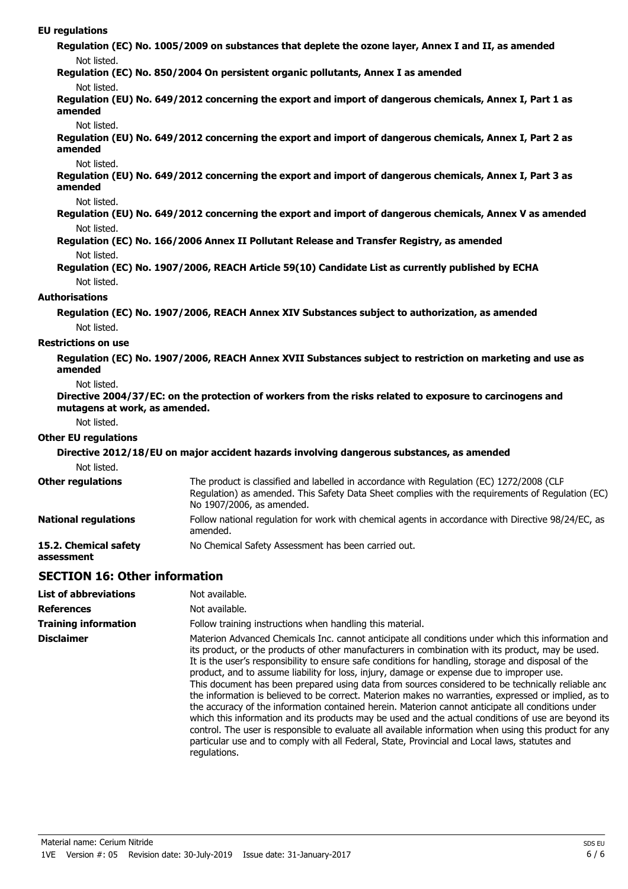**EU regulations**

**Regulation (EC) No. 1005/2009 on substances that deplete the ozone layer, Annex I and II, as amended**

Not listed.

**Regulation (EC) No. 850/2004 On persistent organic pollutants, Annex I as amended**

Not listed.

**Regulation (EU) No. 649/2012 concerning the export and import of dangerous chemicals, Annex I, Part 1 as amended**

Not listed.

**Regulation (EU) No. 649/2012 concerning the export and import of dangerous chemicals, Annex I, Part 2 as amended**

Not listed.

**Regulation (EU) No. 649/2012 concerning the export and import of dangerous chemicals, Annex I, Part 3 as amended**

Not listed.

**Regulation (EU) No. 649/2012 concerning the export and import of dangerous chemicals, Annex V as amended**

Not listed.

**Regulation (EC) No. 166/2006 Annex II Pollutant Release and Transfer Registry, as amended**

Not listed.

**Regulation (EC) No. 1907/2006, REACH Article 59(10) Candidate List as currently published by ECHA**

Not listed.

**Authorisations**

**Regulation (EC) No. 1907/2006, REACH Annex XIV Substances subject to authorization, as amended**

Not listed.

**Restrictions on use**

**Regulation (EC) No. 1907/2006, REACH Annex XVII Substances subject to restriction on marketing and use as amended**

Not listed.

**Directive 2004/37/EC: on the protection of workers from the risks related to exposure to carcinogens and mutagens at work, as amended.**

Not listed.

**Other EU regulations**

**Directive 2012/18/EU on major accident hazards involving dangerous substances, as amended**

Not listed.

**Other regulations** The product is classified and labelled in accordance with Regulation (EC) 1272/2008 (CLP Regulation) as amended. This Safety Data Sheet complies with the requirements of Regulation (EC) No 1907/2006, as amended.

**National regulations** Follow national regulation for work with chemical agents in accordance with Directive 98/24/EC, as amended.

**15.2. Chemical safety assessment** No Chemical Safety Assessment has been carried out.

## SECTION 16: Other information

**List of abbreviations** Not available.

**References** Not available.

**Training information** Follow training instructions when handling this material.

**Disclaimer** Materion Advanced Chemicals Inc. cannot anticipate all conditions under which this information and its product, or the products of other manufacturers in combination with its product, may be used. It is the user's responsibility to ensure safe conditions for handling, storage and disposal of the product, and to assume liability for loss, injury, damage or expense due to improper use. This document has been prepared using data from sources considered to be technically reliable and the information is believed to be correct. Materion makes no warranties, expressed or implied, as to the accuracy of the information contained herein. Materion cannot anticipate all conditions under which this information and its products may be used and the actual conditions of use are beyond its control. The user is responsible to evaluate all available information when using this product for any particular use and to comply with all Federal, State, Provincial and Local laws, statutes and regulations.